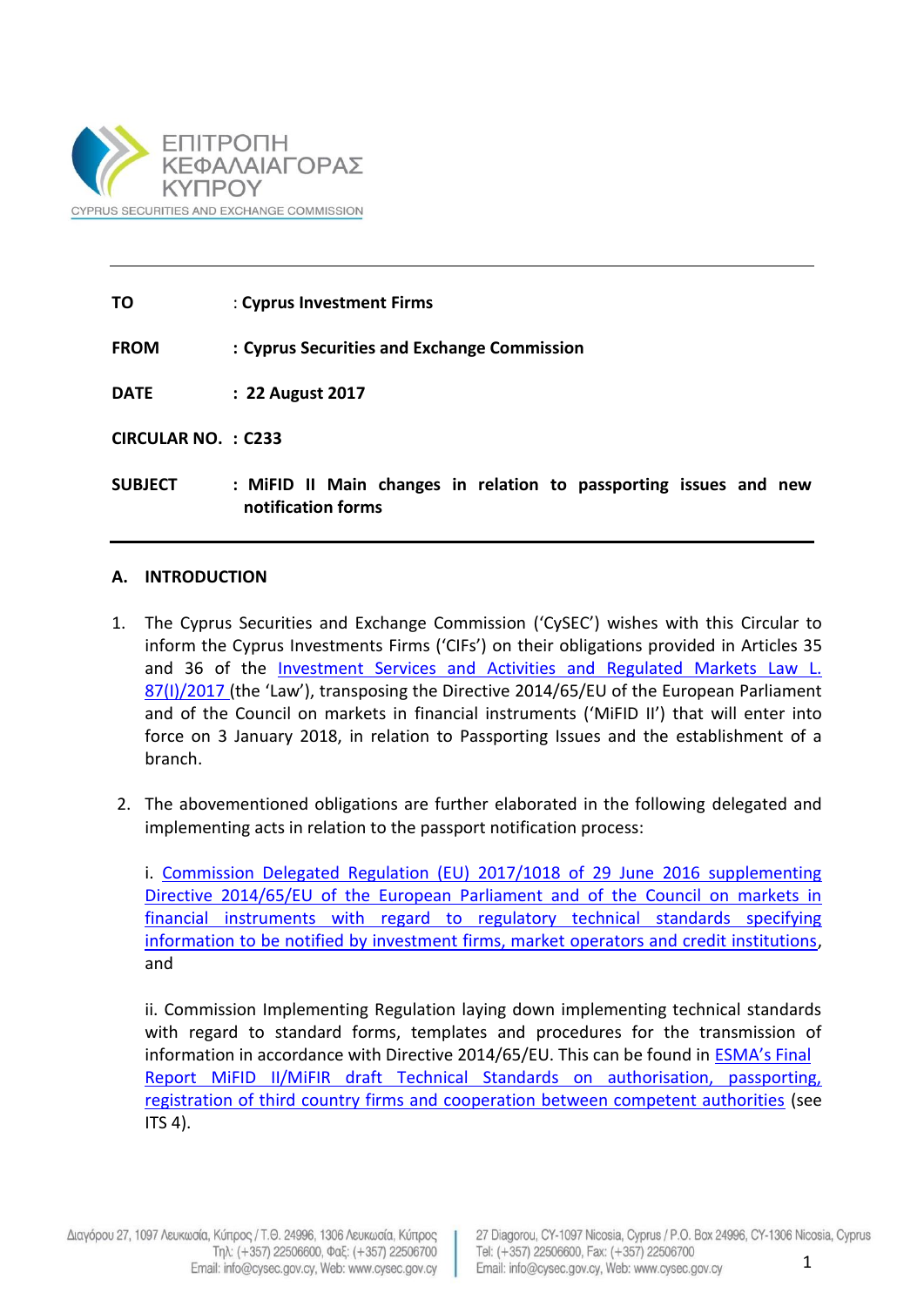ΕΠΙΤΡΟΠΗ ΚΕΦΑΛΑΙΑΓΟΡΑΣ ΚΥΠΡΟΥ
CYPRUS SECURITIES AND EXCHANGE COMMISSION

---

**TO** : **Cyprus Investment Firms**

**FROM** : **Cyprus Securities and Exchange Commission**

**DATE** : **22 August 2017**

**CIRCULAR NO.** : **C233**

**SUBJECT** : **MiFID II Main changes in relation to passporting issues and new notification forms**

---

## A. INTRODUCTION

1. The Cyprus Securities and Exchange Commission ('CySEC') wishes with this Circular to inform the Cyprus Investments Firms ('CIFs') on their obligations provided in Articles 35 and 36 of the Investment Services and Activities and Regulated Markets Law L. 87(I)/2017 (the 'Law'), transposing the Directive 2014/65/EU of the European Parliament and of the Council on markets in financial instruments ('MiFID II') that will enter into force on 3 January 2018, in relation to Passporting Issues and the establishment of a branch.

2. The abovementioned obligations are further elaborated in the following delegated and implementing acts in relation to the passport notification process:

   i. Commission Delegated Regulation (EU) 2017/1018 of 29 June 2016 supplementing Directive 2014/65/EU of the European Parliament and of the Council on markets in financial instruments with regard to regulatory technical standards specifying information to be notified by investment firms, market operators and credit institutions, and

   ii. Commission Implementing Regulation laying down implementing technical standards with regard to standard forms, templates and procedures for the transmission of information in accordance with Directive 2014/65/EU. This can be found in ESMA's Final Report MiFID II/MiFIR draft Technical Standards on authorisation, passporting, registration of third country firms and cooperation between competent authorities (see ITS 4).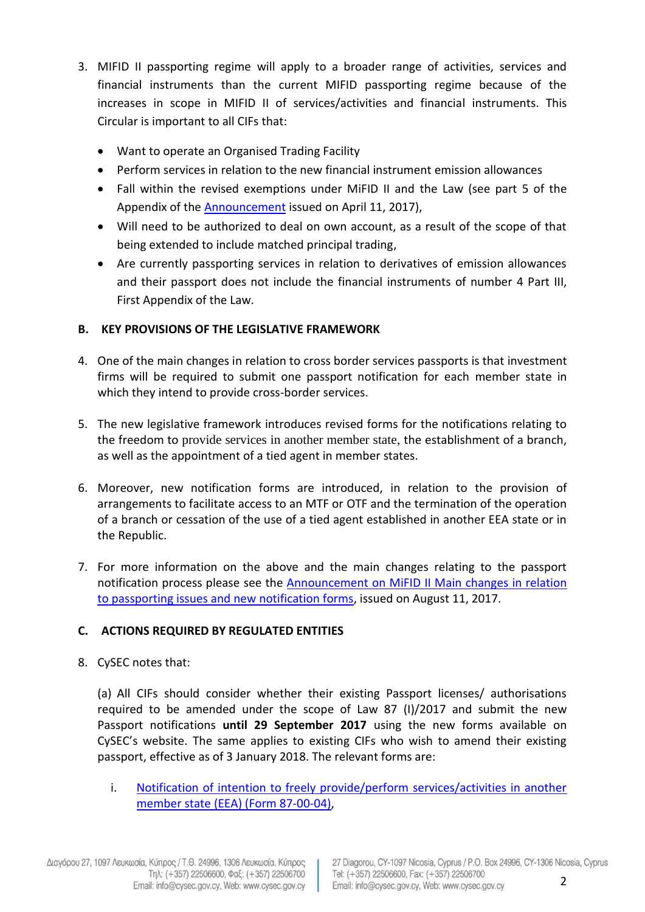3. MIFID II passporting regime will apply to a broader range of activities, services and financial instruments than the current MIFID passporting regime because of the increases in scope in MIFID II of services/activities and financial instruments. This Circular is important to all CIFs that:

   - Want to operate an Organised Trading Facility
   - Perform services in relation to the new financial instrument emission allowances
   - Fall within the revised exemptions under MiFID II and the Law (see part 5 of the Appendix of the [Announcement](#) issued on April 11, 2017),
   - Will need to be authorized to deal on own account, as a result of the scope of that being extended to include matched principal trading,
   - Are currently passporting services in relation to derivatives of emission allowances and their passport does not include the financial instruments of number 4 Part III, First Appendix of the Law.

## B. KEY PROVISIONS OF THE LEGISLATIVE FRAMEWORK

4. One of the main changes in relation to cross border services passports is that investment firms will be required to submit one passport notification for each member state in which they intend to provide cross-border services.

5. The new legislative framework introduces revised forms for the notifications relating to the freedom to provide services in another member state, the establishment of a branch, as well as the appointment of a tied agent in member states.

6. Moreover, new notification forms are introduced, in relation to the provision of arrangements to facilitate access to an MTF or OTF and the termination of the operation of a branch or cessation of the use of a tied agent established in another EEA state or in the Republic.

7. For more information on the above and the main changes relating to the passport notification process please see the [Announcement on MiFID II Main changes in relation to passporting issues and new notification forms](#), issued on August 11, 2017.

## C. ACTIONS REQUIRED BY REGULATED ENTITIES

8. CySEC notes that:

   (a) All CIFs should consider whether their existing Passport licenses/ authorisations required to be amended under the scope of Law 87 (I)/2017 and submit the new Passport notifications **until 29 September 2017** using the new forms available on CySEC's website. The same applies to existing CIFs who wish to amend their existing passport, effective as of 3 January 2018. The relevant forms are:

      i. [Notification of intention to freely provide/perform services/activities in another member state (EEA) (Form 87-00-04)](#),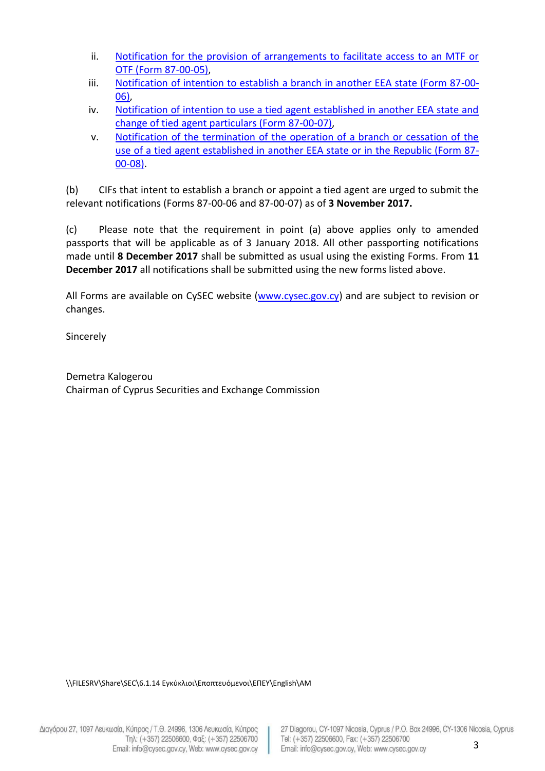ii. Notification for the provision of arrangements to facilitate access to an MTF or OTF (Form 87-00-05),

iii. Notification of intention to establish a branch in another EEA state (Form 87-00-06),

iv. Notification of intention to use a tied agent established in another EEA state and change of tied agent particulars (Form 87-00-07),

v. Notification of the termination of the operation of a branch or cessation of the use of a tied agent established in another EEA state or in the Republic (Form 87-00-08).

(b) CIFs that intent to establish a branch or appoint a tied agent are urged to submit the relevant notifications (Forms 87-00-06 and 87-00-07) as of **3 November 2017.**

(c) Please note that the requirement in point (a) above applies only to amended passports that will be applicable as of 3 January 2018. All other passporting notifications made until **8 December 2017** shall be submitted as usual using the existing Forms. From **11 December 2017** all notifications shall be submitted using the new forms listed above.

All Forms are available on CySEC website (www.cysec.gov.cy) and are subject to revision or changes.

Sincerely

Demetra Kalogerou
Chairman of Cyprus Securities and Exchange Commission

\\FILESRV\Share\SEC\6.1.14 Εγκύκλιοι\Εποπτευόμενοι\ΕΠΕΥ\English\AM

Διαγόρου 27, 1097 Λευκωσία, Κύπρος / Τ.Θ. 24996, 1306 Λευκωσία, Κύπρος
Τηλ: (+357) 22506600, Φαξ: (+357) 22506700
Email: info@cysec.gov.cy, Web: www.cysec.gov.cy

27 Diagorou, CY-1097 Nicosia, Cyprus / P.O. Box 24996, CY-1306 Nicosia, Cyprus
Tel: (+357) 22506600, Fax: (+357) 22506700
Email: info@cysec.gov.cy, Web: www.cysec.gov.cy